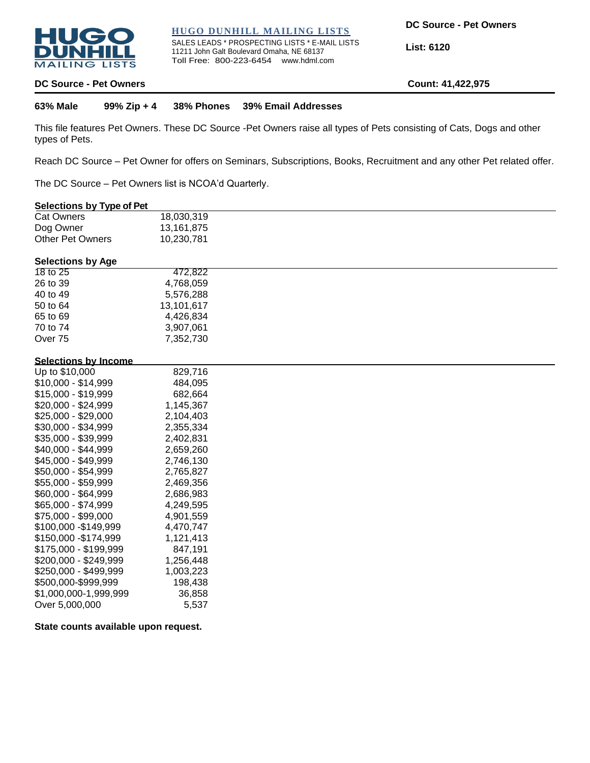**HUGO DUNHILL MAILING LISTS**

SALES LEADS * PROSPECTING LISTS * E-MAIL LISTS
11211 John Galt Boulevard Omaha, NE 68137
Toll Free: 800-223-6454 www.hdml.com

**DC Source - Pet Owners**

**List: 6120**

## DC Source - Pet Owners

**Count: 41,422,975**

**63% Male** **99% Zip + 4** **38% Phones** **39% Email Addresses**

This file features Pet Owners. These DC Source -Pet Owners raise all types of Pets consisting of Cats, Dogs and other types of Pets.

Reach DC Source – Pet Owner for offers on Seminars, Subscriptions, Books, Recruitment and any other Pet related offer.

The DC Source – Pet Owners list is NCOA'd Quarterly.

### Selections by Type of Pet

| | |
|---|---|
| Cat Owners | 18,030,319 |
| Dog Owner | 13,161,875 |
| Other Pet Owners | 10,230,781 |

### Selections by Age

| | |
|---|---|
| 18 to 25 | 472,822 |
| 26 to 39 | 4,768,059 |
| 40 to 49 | 5,576,288 |
| 50 to 64 | 13,101,617 |
| 65 to 69 | 4,426,834 |
| 70 to 74 | 3,907,061 |
| Over 75 | 7,352,730 |

### Selections by Income

| | |
|---|---|
| Up to $10,000 | 829,716 |
| $10,000 - $14,999 | 484,095 |
| $15,000 - $19,999 | 682,664 |
| $20,000 - $24,999 | 1,145,367 |
| $25,000 - $29,000 | 2,104,403 |
| $30,000 - $34,999 | 2,355,334 |
| $35,000 - $39,999 | 2,402,831 |
| $40,000 - $44,999 | 2,659,260 |
| $45,000 - $49,999 | 2,746,130 |
| $50,000 - $54,999 | 2,765,827 |
| $55,000 - $59,999 | 2,469,356 |
| $60,000 - $64,999 | 2,686,983 |
| $65,000 - $74,999 | 4,249,595 |
| $75,000 - $99,000 | 4,901,559 |
| $100,000 -$149,999 | 4,470,747 |
| $150,000 -$174,999 | 1,121,413 |
| $175,000 - $199,999 | 847,191 |
| $200,000 - $249,999 | 1,256,448 |
| $250,000 - $499,999 | 1,003,223 |
| $500,000-$999,999 | 198,438 |
| $1,000,000-1,999,999 | 36,858 |
| Over 5,000,000 | 5,537 |

**State counts available upon request.**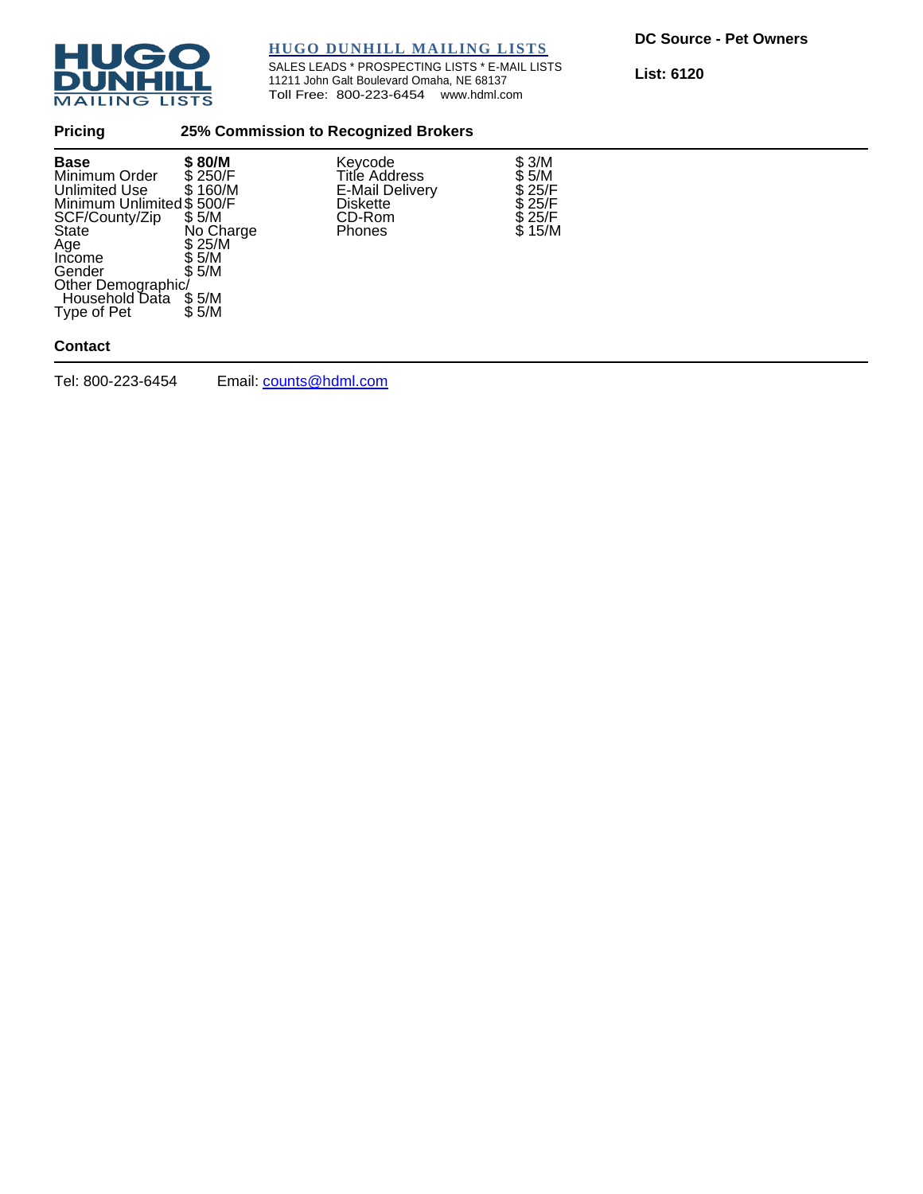**HUGO DUNHILL MAILING LISTS**

SALES LEADS * PROSPECTING LISTS * E-MAIL LISTS
11211 John Galt Boulevard Omaha, NE 68137
Toll Free: 800-223-6454 www.hdml.com

**DC Source - Pet Owners**

**List: 6120**

## Pricing — 25% Commission to Recognized Brokers

| | | | |
|---|---|---|---|
| **Base** | **$ 80/M** | Keycode | $ 3/M |
| Minimum Order | $ 250/F | Title Address | $ 5/M |
| Unlimited Use | $ 160/M | E-Mail Delivery | $ 25/F |
| Minimum Unlimited | $ 500/F | Diskette | $ 25/F |
| SCF/County/Zip | $ 5/M | CD-Rom | $ 25/F |
| State | No Charge | Phones | $ 15/M |
| Age | $ 25/M | | |
| Income | $ 5/M | | |
| Gender | $ 5/M | | |
| Other Demographic/ Household Data | $ 5/M | | |
| Type of Pet | $ 5/M | | |

## Contact

Tel: 800-223-6454 Email: counts@hdml.com